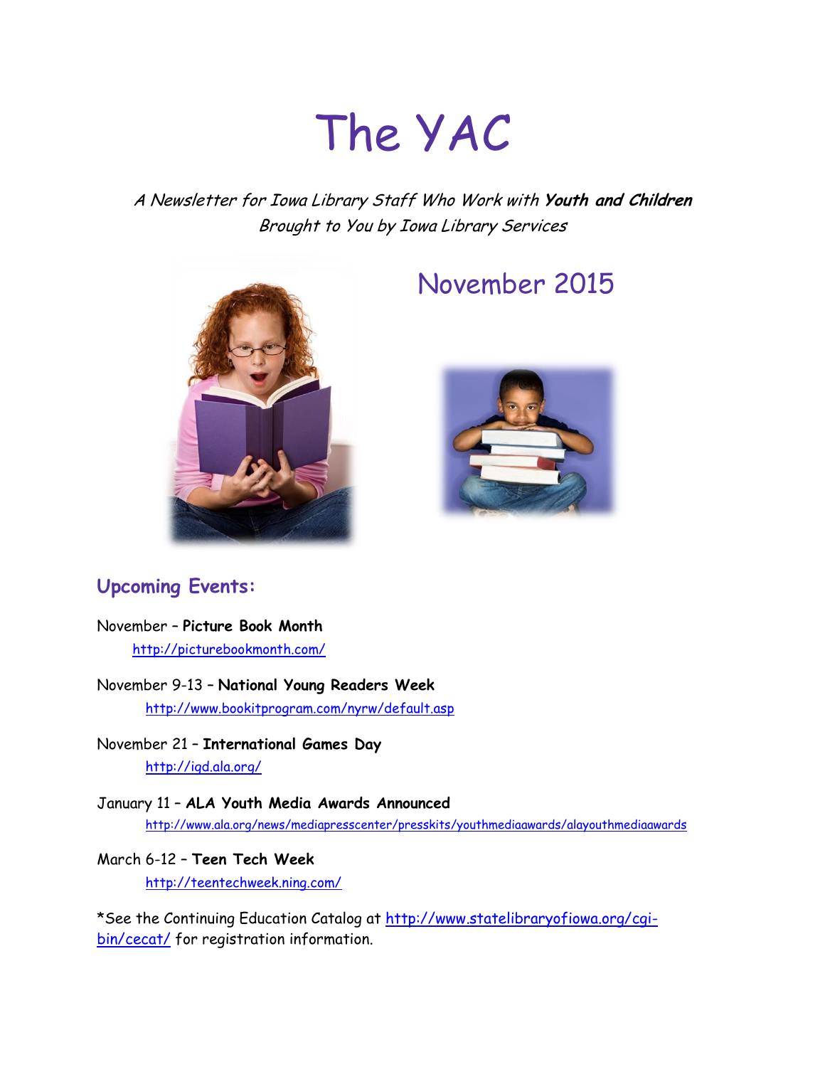# The YAC

*A Newsletter for Iowa Library Staff Who Work with **Youth and Children***
*Brought to You by Iowa Library Services*

## November 2015

### Upcoming Events:

November – **Picture Book Month**
[http://picturebookmonth.com/](http://picturebookmonth.com/)

November 9-13 – **National Young Readers Week**
[http://www.bookitprogram.com/nyrw/default.asp](http://www.bookitprogram.com/nyrw/default.asp)

November 21 – **International Games Day**
[http://igd.ala.org/](http://igd.ala.org/)

January 11 – ***ALA* Youth Media Awards Announced**
[http://www.ala.org/news/mediapresscenter/presskits/youthmediaawards/alayouthmediaawards](http://www.ala.org/news/mediapresscenter/presskits/youthmediaawards/alayouthmediaawards)

March 6-12 – **Teen Tech Week**
[http://teentechweek.ning.com/](http://teentechweek.ning.com/)

*See the Continuing Education Catalog at [http://www.statelibraryofiowa.org/cgi-bin/cecat/](http://www.statelibraryofiowa.org/cgi-bin/cecat/) for registration information.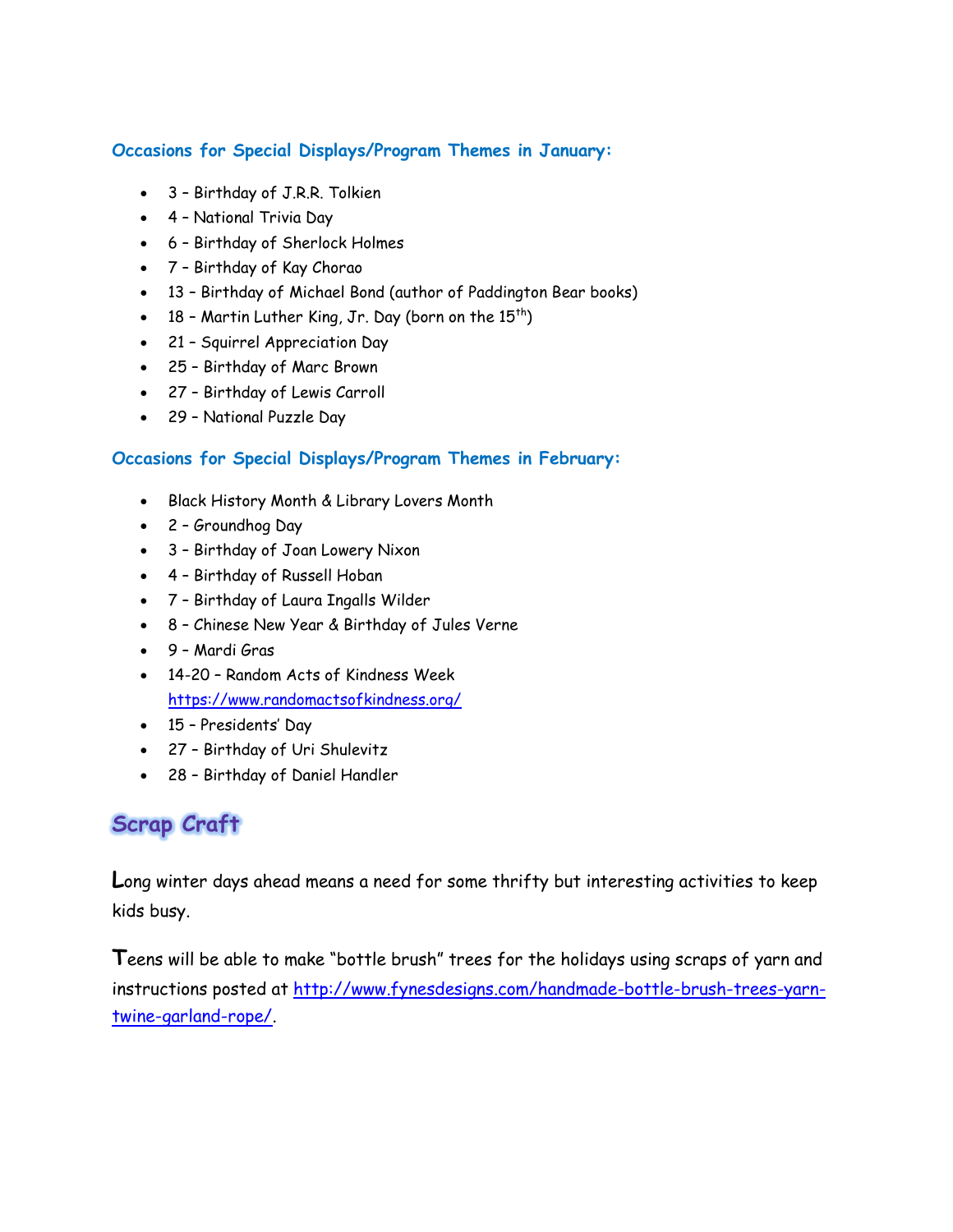### Occasions for Special Displays/Program Themes in January:

- 3 – Birthday of J.R.R. Tolkien
- 4 – National Trivia Day
- 6 – Birthday of Sherlock Holmes
- 7 – Birthday of Kay Chorao
- 13 – Birthday of Michael Bond (author of Paddington Bear books)
- 18 – Martin Luther King, Jr. Day (born on the 15th)
- 21 – Squirrel Appreciation Day
- 25 – Birthday of Marc Brown
- 27 – Birthday of Lewis Carroll
- 29 – National Puzzle Day

### Occasions for Special Displays/Program Themes in February:

- Black History Month & Library Lovers Month
- 2 – Groundhog Day
- 3 – Birthday of Joan Lowery Nixon
- 4 – Birthday of Russell Hoban
- 7 – Birthday of Laura Ingalls Wilder
- 8 – Chinese New Year & Birthday of Jules Verne
- 9 – Mardi Gras
- 14-20 – Random Acts of Kindness Week https://www.randomactsofkindness.org/
- 15 – Presidents' Day
- 27 – Birthday of Uri Shulevitz
- 28 – Birthday of Daniel Handler

## Scrap Craft

Long winter days ahead means a need for some thrifty but interesting activities to keep kids busy.

Teens will be able to make "bottle brush" trees for the holidays using scraps of yarn and instructions posted at http://www.fynesdesigns.com/handmade-bottle-brush-trees-yarn-twine-garland-rope/.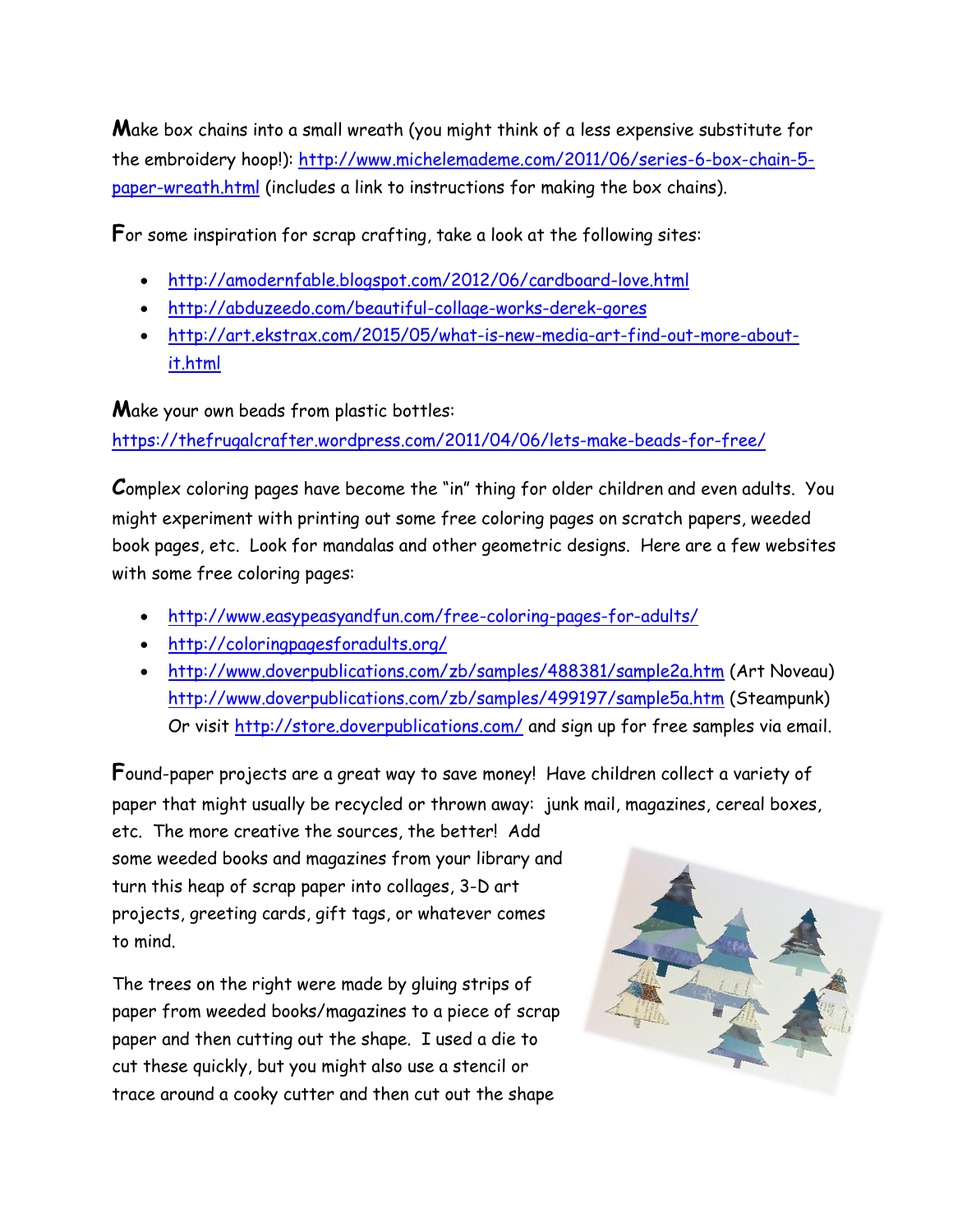**M**ake box chains into a small wreath (you might think of a less expensive substitute for the embroidery hoop!): http://www.michelemademe.com/2011/06/series-6-box-chain-5-paper-wreath.html (includes a link to instructions for making the box chains).

**F**or some inspiration for scrap crafting, take a look at the following sites:

- http://amodernfable.blogspot.com/2012/06/cardboard-love.html
- http://abduzeedo.com/beautiful-collage-works-derek-gores
- http://art.ekstrax.com/2015/05/what-is-new-media-art-find-out-more-about-it.html

**M**ake your own beads from plastic bottles:
https://thefrugalcrafter.wordpress.com/2011/04/06/lets-make-beads-for-free/

**C**omplex coloring pages have become the "in" thing for older children and even adults. You might experiment with printing out some free coloring pages on scratch papers, weeded book pages, etc. Look for mandalas and other geometric designs. Here are a few websites with some free coloring pages:

- http://www.easypeasyandfun.com/free-coloring-pages-for-adults/
- http://coloringpagesforadults.org/
- http://www.doverpublications.com/zb/samples/488381/sample2a.htm (Art Noveau)
  http://www.doverpublications.com/zb/samples/499197/sample5a.htm (Steampunk)
  Or visit http://store.doverpublications.com/ and sign up for free samples via email.

**F**ound-paper projects are a great way to save money! Have children collect a variety of paper that might usually be recycled or thrown away: junk mail, magazines, cereal boxes, etc. The more creative the sources, the better! Add some weeded books and magazines from your library and turn this heap of scrap paper into collages, 3-D art projects, greeting cards, gift tags, or whatever comes to mind.

The trees on the right were made by gluing strips of paper from weeded books/magazines to a piece of scrap paper and then cutting out the shape. I used a die to cut these quickly, but you might also use a stencil or trace around a cooky cutter and then cut out the shape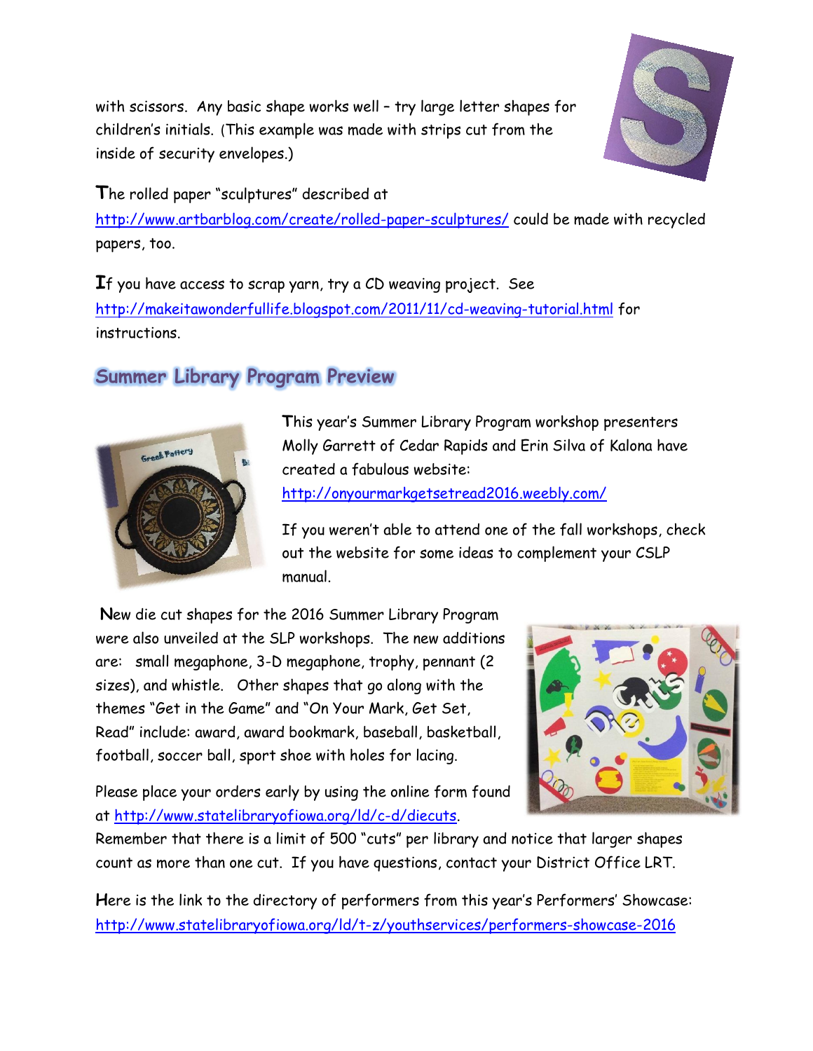with scissors. Any basic shape works well – try large letter shapes for children's initials. (This example was made with strips cut from the inside of security envelopes.)

The rolled paper "sculptures" described at http://www.artbarblog.com/create/rolled-paper-sculptures/ could be made with recycled papers, too.

If you have access to scrap yarn, try a CD weaving project. See http://makeitawonderfullife.blogspot.com/2011/11/cd-weaving-tutorial.html for instructions.

## Summer Library Program Preview

This year's Summer Library Program workshop presenters Molly Garrett of Cedar Rapids and Erin Silva of Kalona have created a fabulous website: http://onyourmarkgetsetread2016.weebly.com/

If you weren't able to attend one of the fall workshops, check out the website for some ideas to complement your CSLP manual.

New die cut shapes for the 2016 Summer Library Program were also unveiled at the SLP workshops. The new additions are: small megaphone, 3-D megaphone, trophy, pennant (2 sizes), and whistle. Other shapes that go along with the themes "Get in the Game" and "On Your Mark, Get Set, Read" include: award, award bookmark, baseball, basketball, football, soccer ball, sport shoe with holes for lacing.

Please place your orders early by using the online form found at http://www.statelibraryofiowa.org/ld/c-d/diecuts. Remember that there is a limit of 500 "cuts" per library and notice that larger shapes count as more than one cut. If you have questions, contact your District Office LRT.

Here is the link to the directory of performers from this year's Performers' Showcase: http://www.statelibraryofiowa.org/ld/t-z/youthservices/performers-showcase-2016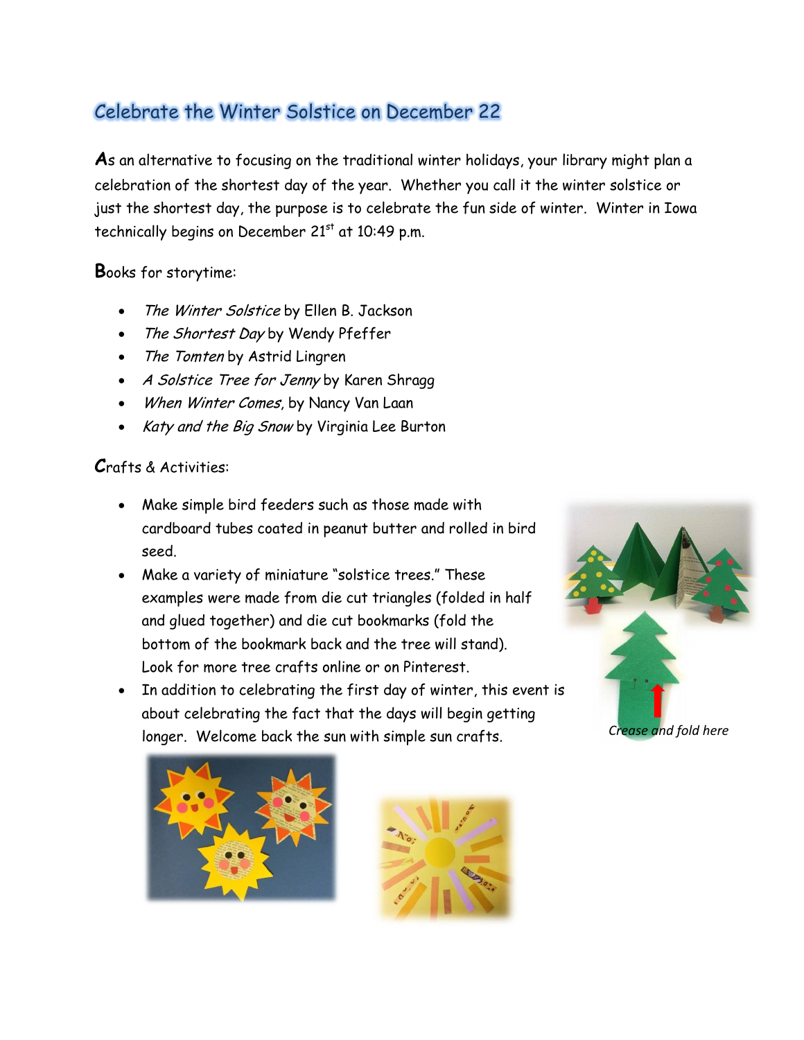## Celebrate the Winter Solstice on December 22

As an alternative to focusing on the traditional winter holidays, your library might plan a celebration of the shortest day of the year. Whether you call it the winter solstice or just the shortest day, the purpose is to celebrate the fun side of winter. Winter in Iowa technically begins on December 21st at 10:49 p.m.

Books for storytime:

- *The Winter Solstice* by Ellen B. Jackson
- *The Shortest Day* by Wendy Pfeffer
- *The Tomten* by Astrid Lingren
- *A Solstice Tree for Jenny* by Karen Shragg
- *When Winter Comes*, by Nancy Van Laan
- *Katy and the Big Snow* by Virginia Lee Burton

Crafts & Activities:

- Make simple bird feeders such as those made with cardboard tubes coated in peanut butter and rolled in bird seed.
- Make a variety of miniature "solstice trees." These examples were made from die cut triangles (folded in half and glued together) and die cut bookmarks (fold the bottom of the bookmark back and the tree will stand). Look for more tree crafts online or on Pinterest.
- In addition to celebrating the first day of winter, this event is about celebrating the fact that the days will begin getting longer. Welcome back the sun with simple sun crafts.

*Crease and fold here*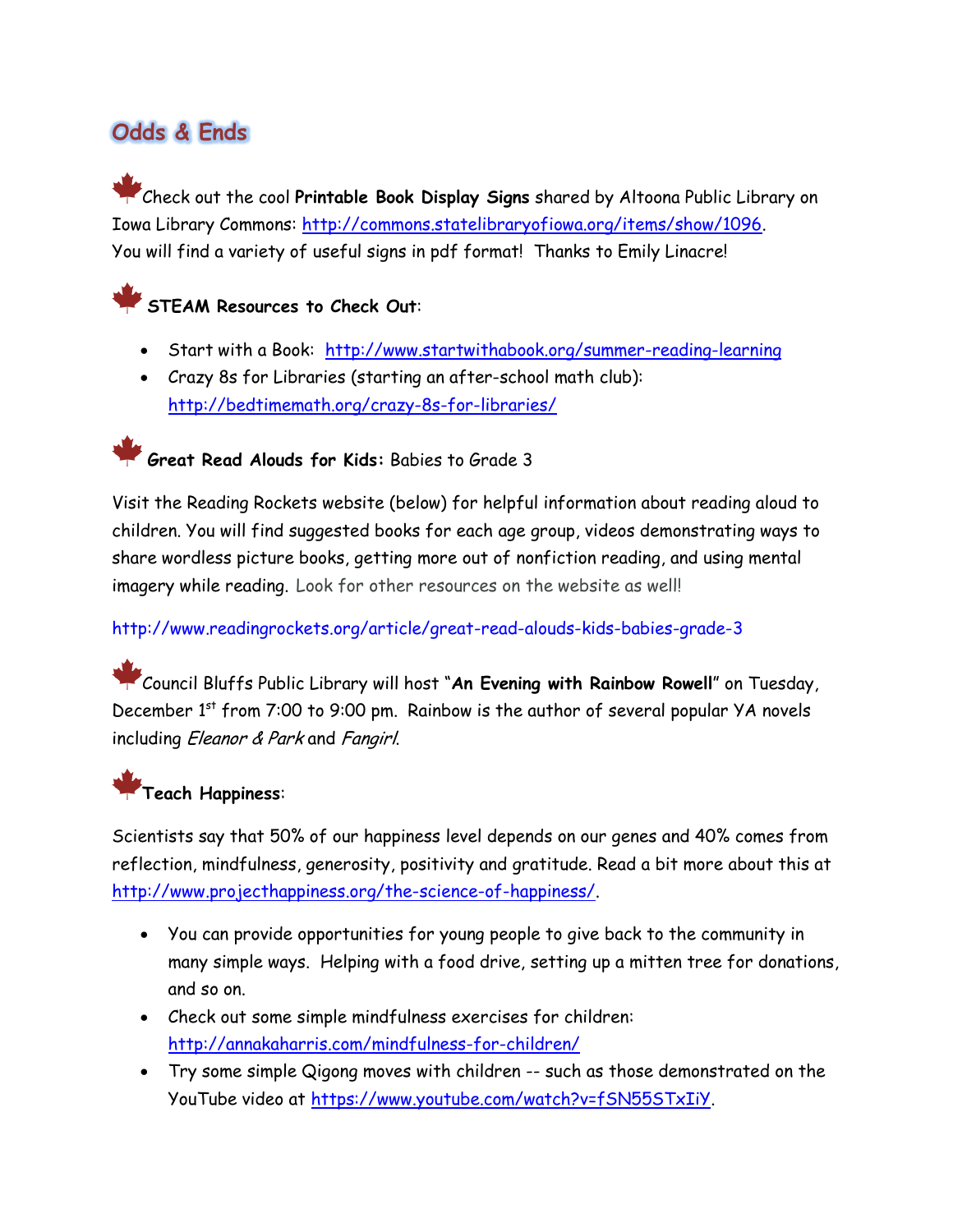## Odds & Ends

Check out the cool **Printable Book Display Signs** shared by Altoona Public Library on Iowa Library Commons: http://commons.statelibraryofiowa.org/items/show/1096. You will find a variety of useful signs in pdf format! Thanks to Emily Linacre!

**STEAM Resources to Check Out**:

- Start with a Book: http://www.startwithabook.org/summer-reading-learning
- Crazy 8s for Libraries (starting an after-school math club): http://bedtimemath.org/crazy-8s-for-libraries/

**Great Read Alouds for Kids:** Babies to Grade 3

Visit the Reading Rockets website (below) for helpful information about reading aloud to children. You will find suggested books for each age group, videos demonstrating ways to share wordless picture books, getting more out of nonfiction reading, and using mental imagery while reading. Look for other resources on the website as well!

http://www.readingrockets.org/article/great-read-alouds-kids-babies-grade-3

Council Bluffs Public Library will host "**An Evening with Rainbow Rowell**" on Tuesday, December 1st from 7:00 to 9:00 pm. Rainbow is the author of several popular YA novels including *Eleanor & Park* and *Fangirl*.

**Teach Happiness**:

Scientists say that 50% of our happiness level depends on our genes and 40% comes from reflection, mindfulness, generosity, positivity and gratitude. Read a bit more about this at http://www.projecthappiness.org/the-science-of-happiness/.

- You can provide opportunities for young people to give back to the community in many simple ways. Helping with a food drive, setting up a mitten tree for donations, and so on.
- Check out some simple mindfulness exercises for children: http://annakaharris.com/mindfulness-for-children/
- Try some simple Qigong moves with children -- such as those demonstrated on the YouTube video at https://www.youtube.com/watch?v=fSN55STxIiY.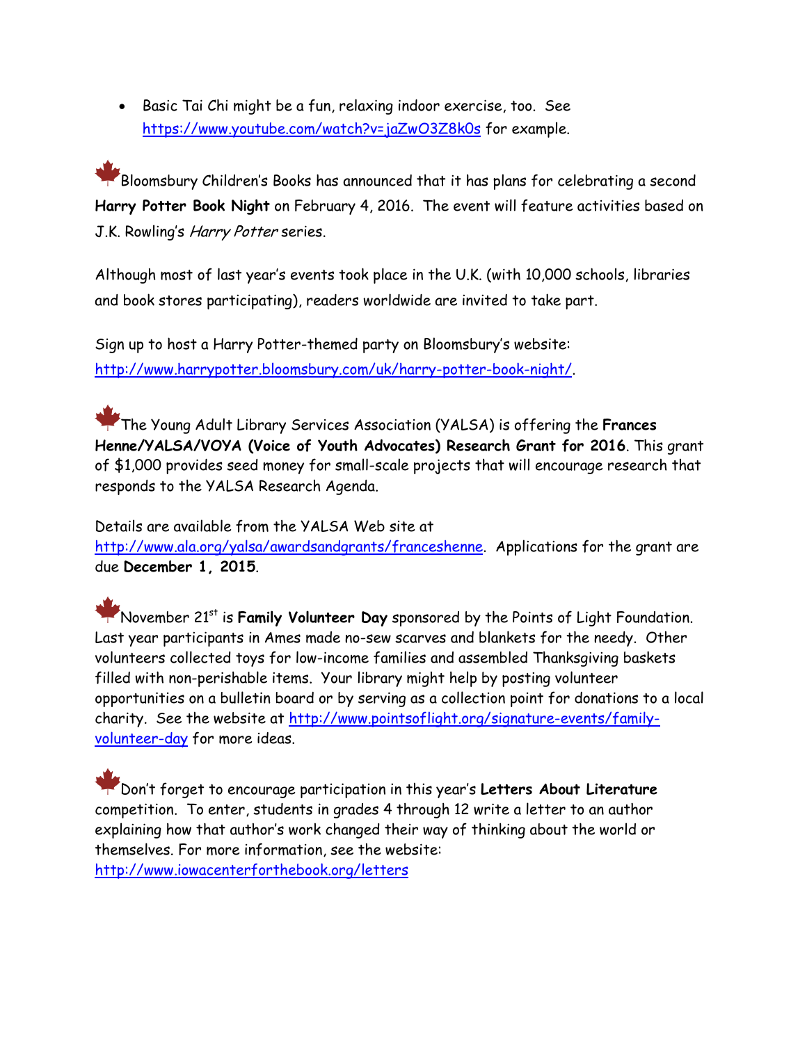- Basic Tai Chi might be a fun, relaxing indoor exercise, too. See https://www.youtube.com/watch?v=jaZwO3Z8k0s for example.

Bloomsbury Children's Books has announced that it has plans for celebrating a second **Harry Potter Book Night** on February 4, 2016. The event will feature activities based on J.K. Rowling's *Harry Potter* series.

Although most of last year's events took place in the U.K. (with 10,000 schools, libraries and book stores participating), readers worldwide are invited to take part.

Sign up to host a Harry Potter-themed party on Bloomsbury's website: http://www.harrypotter.bloomsbury.com/uk/harry-potter-book-night/.

The Young Adult Library Services Association (YALSA) is offering the **Frances Henne/YALSA/VOYA (Voice of Youth Advocates) Research Grant for 2016**. This grant of $1,000 provides seed money for small-scale projects that will encourage research that responds to the YALSA Research Agenda.

Details are available from the YALSA Web site at http://www.ala.org/yalsa/awardsandgrants/franceshenne. Applications for the grant are due **December 1, 2015**.

November 21st is **Family Volunteer Day** sponsored by the Points of Light Foundation. Last year participants in Ames made no-sew scarves and blankets for the needy. Other volunteers collected toys for low-income families and assembled Thanksgiving baskets filled with non-perishable items. Your library might help by posting volunteer opportunities on a bulletin board or by serving as a collection point for donations to a local charity. See the website at http://www.pointsoflight.org/signature-events/family-volunteer-day for more ideas.

Don't forget to encourage participation in this year's **Letters About Literature** competition. To enter, students in grades 4 through 12 write a letter to an author explaining how that author's work changed their way of thinking about the world or themselves. For more information, see the website: http://www.iowacenterforthebook.org/letters